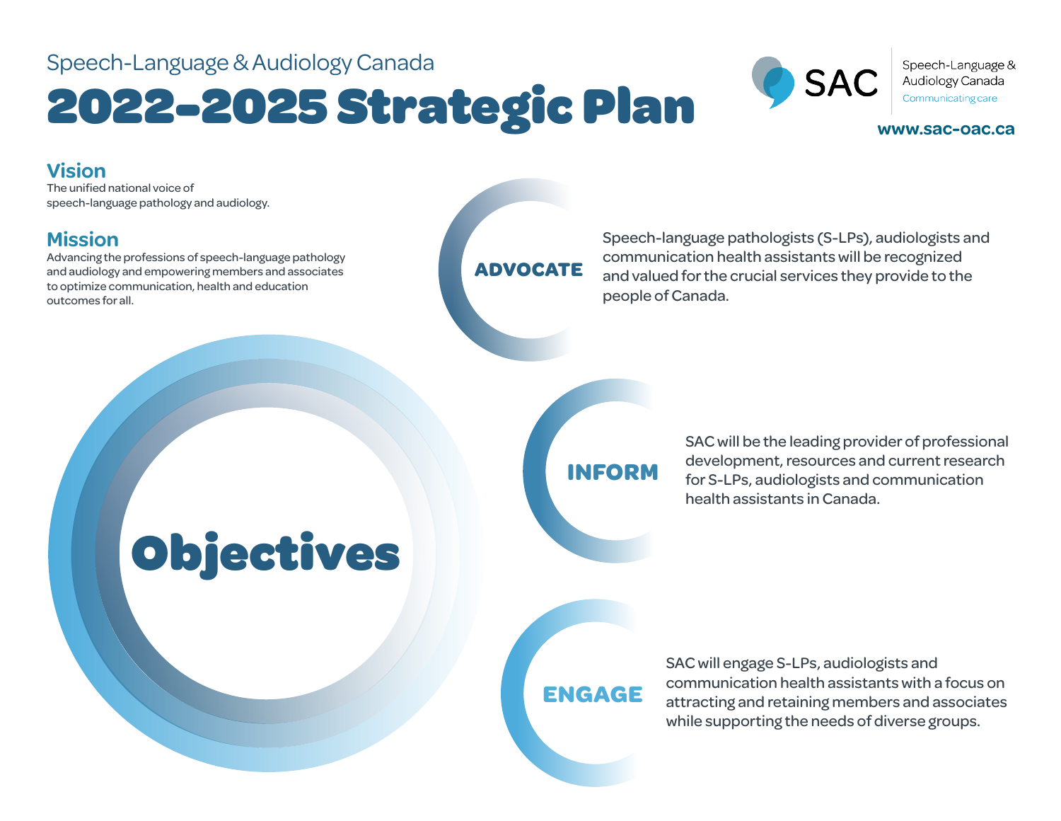Speech-Language & Audiology Canada

# 2022-2025 Strategic Plan

SAC Speech-Language & Audiology Canada
Communicating care

www.sac-oac.ca

## Vision

The unified national voice of speech-language pathology and audiology.

## Mission

Advancing the professions of speech-language pathology and audiology and empowering members and associates to optimize communication, health and education outcomes for all.

## Objectives

### ADVOCATE

Speech-language pathologists (S-LPs), audiologists and communication health assistants will be recognized and valued for the crucial services they provide to the people of Canada.

### INFORM

SAC will be the leading provider of professional development, resources and current research for S-LPs, audiologists and communication health assistants in Canada.

### ENGAGE

SAC will engage S-LPs, audiologists and communication health assistants with a focus on attracting and retaining members and associates while supporting the needs of diverse groups.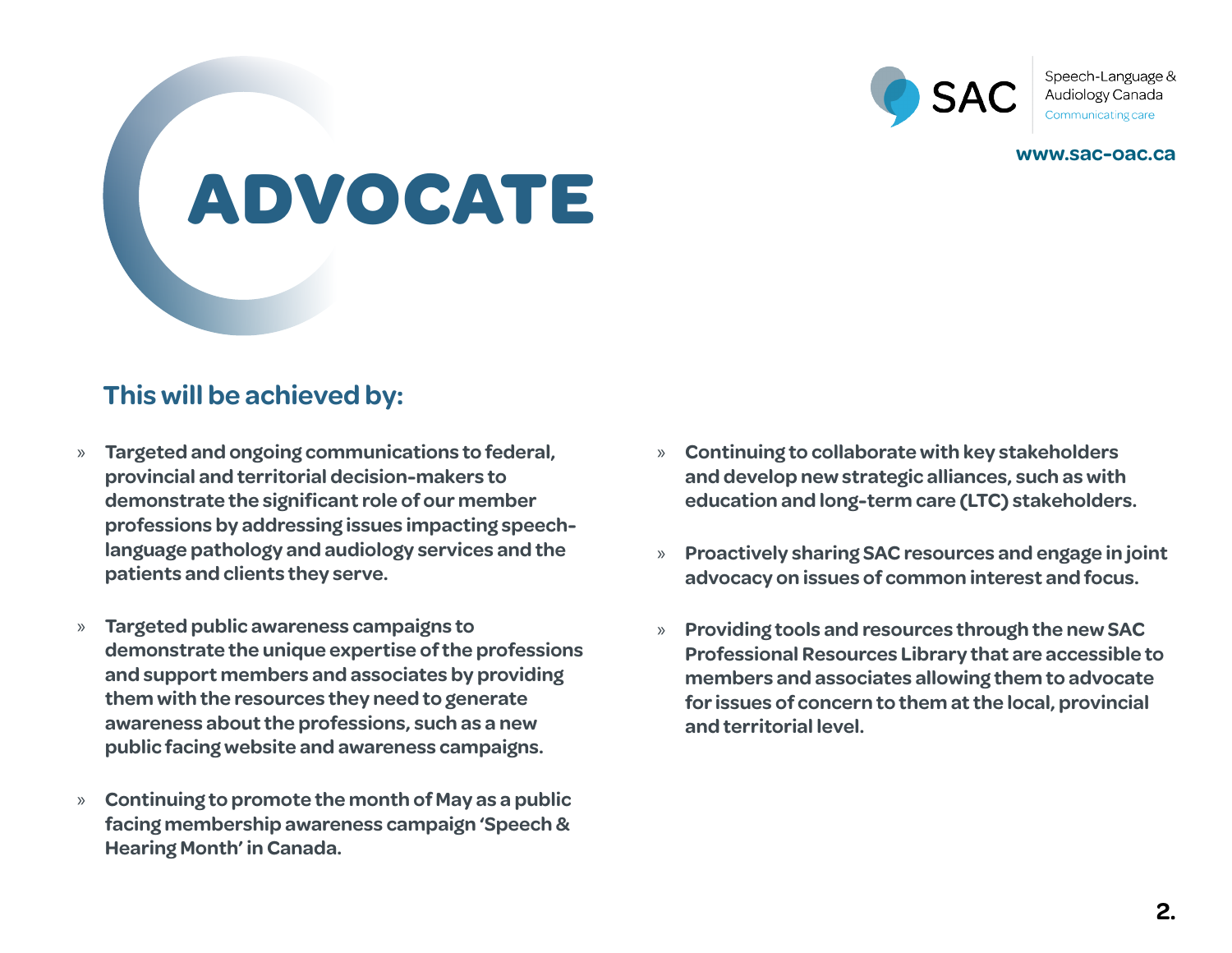# ADVOCATE

## This will be achieved by:

- **Targeted and ongoing communications to federal, provincial and territorial decision-makers to demonstrate the significant role of our member professions by addressing issues impacting speech-language pathology and audiology services and the patients and clients they serve.**

- **Targeted public awareness campaigns to demonstrate the unique expertise of the professions and support members and associates by providing them with the resources they need to generate awareness about the professions, such as a new public facing website and awareness campaigns.**

- **Continuing to promote the month of May as a public facing membership awareness campaign 'Speech & Hearing Month' in Canada.**

- **Continuing to collaborate with key stakeholders and develop new strategic alliances, such as with education and long-term care (LTC) stakeholders.**

- **Proactively sharing SAC resources and engage in joint advocacy on issues of common interest and focus.**

- **Providing tools and resources through the new SAC Professional Resources Library that are accessible to members and associates allowing them to advocate for issues of concern to them at the local, provincial and territorial level.**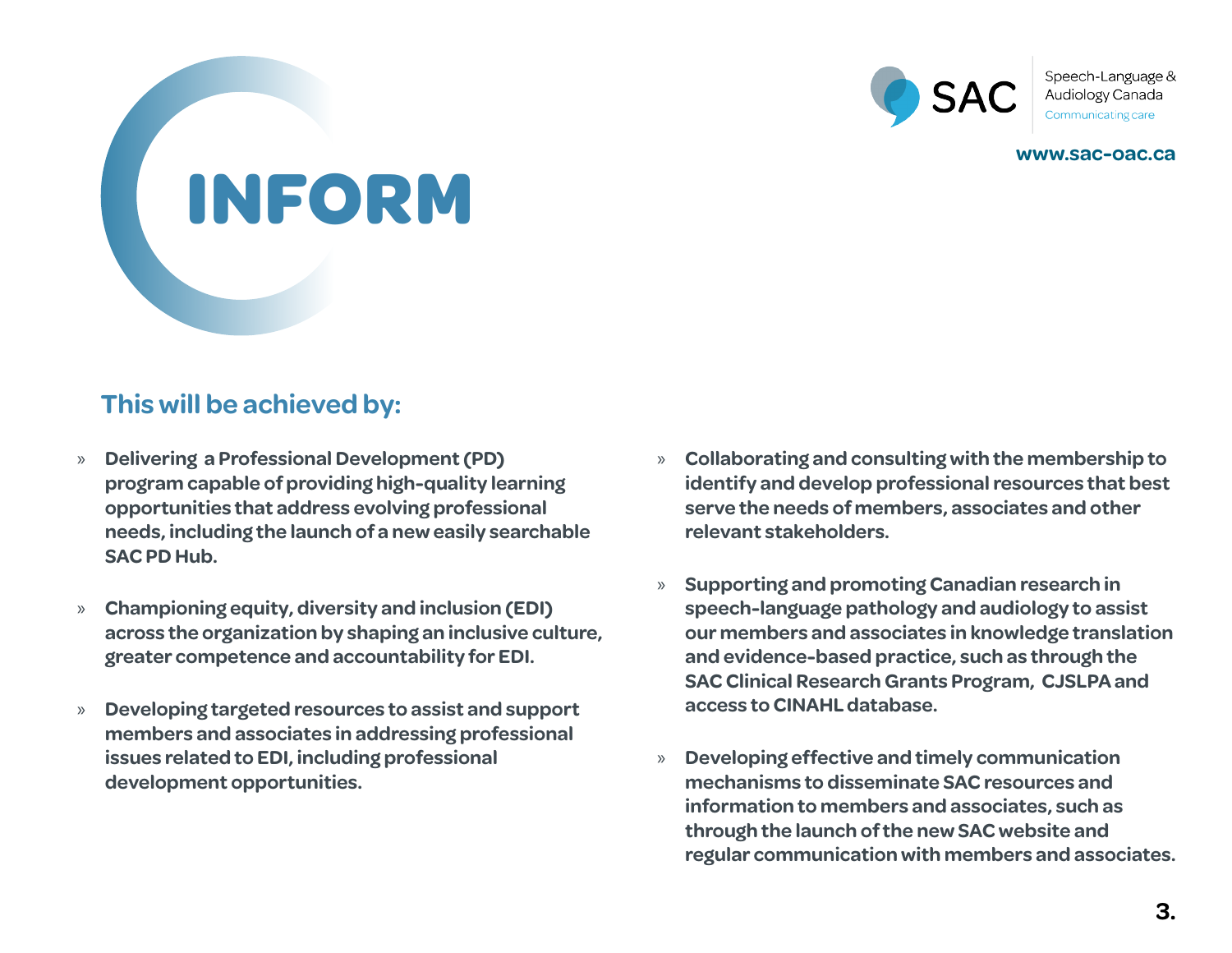# INFORM

Speech-Language & Audiology Canada
Communicating care

www.sac-oac.ca

## This will be achieved by:

- **Delivering a Professional Development (PD) program capable of providing high-quality learning opportunities that address evolving professional needs, including the launch of a new easily searchable SAC PD Hub.**
- **Championing equity, diversity and inclusion (EDI) across the organization by shaping an inclusive culture, greater competence and accountability for EDI.**
- **Developing targeted resources to assist and support members and associates in addressing professional issues related to EDI, including professional development opportunities.**
- **Collaborating and consulting with the membership to identify and develop professional resources that best serve the needs of members, associates and other relevant stakeholders.**
- **Supporting and promoting Canadian research in speech-language pathology and audiology to assist our members and associates in knowledge translation and evidence-based practice, such as through the SAC Clinical Research Grants Program, CJSLPA and access to CINAHL database.**
- **Developing effective and timely communication mechanisms to disseminate SAC resources and information to members and associates, such as through the launch of the new SAC website and regular communication with members and associates.**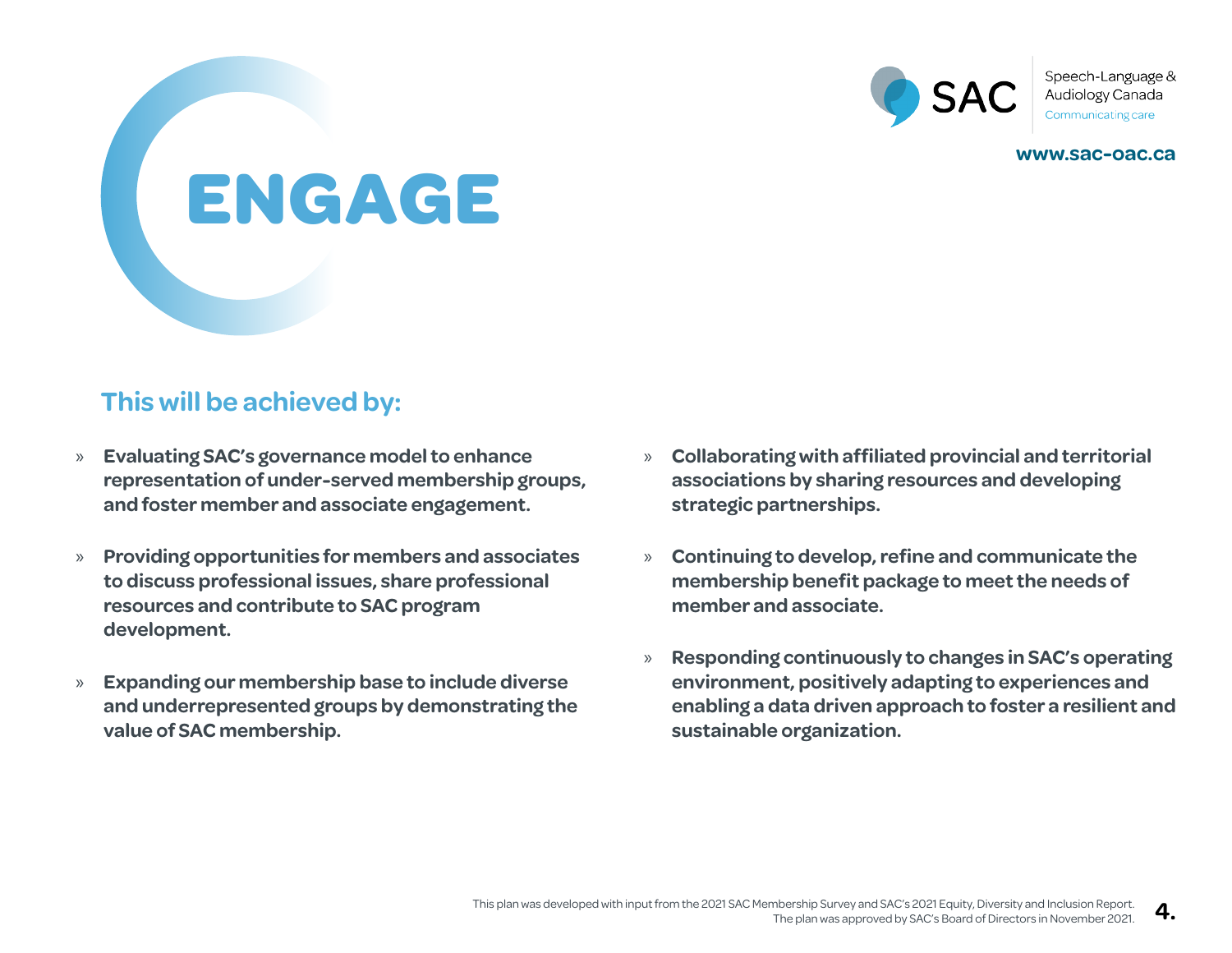SAC Speech-Language & Audiology Canada
Communicating care

www.sac-oac.ca

# ENGAGE

## This will be achieved by:

- **Evaluating SAC's governance model to enhance representation of under-served membership groups, and foster member and associate engagement.**
- **Providing opportunities for members and associates to discuss professional issues, share professional resources and contribute to SAC program development.**
- **Expanding our membership base to include diverse and underrepresented groups by demonstrating the value of SAC membership.**
- **Collaborating with affiliated provincial and territorial associations by sharing resources and developing strategic partnerships.**
- **Continuing to develop, refine and communicate the membership benefit package to meet the needs of member and associate.**
- **Responding continuously to changes in SAC's operating environment, positively adapting to experiences and enabling a data driven approach to foster a resilient and sustainable organization.**

This plan was developed with input from the 2021 SAC Membership Survey and SAC's 2021 Equity, Diversity and Inclusion Report.
The plan was approved by SAC's Board of Directors in November 2021.